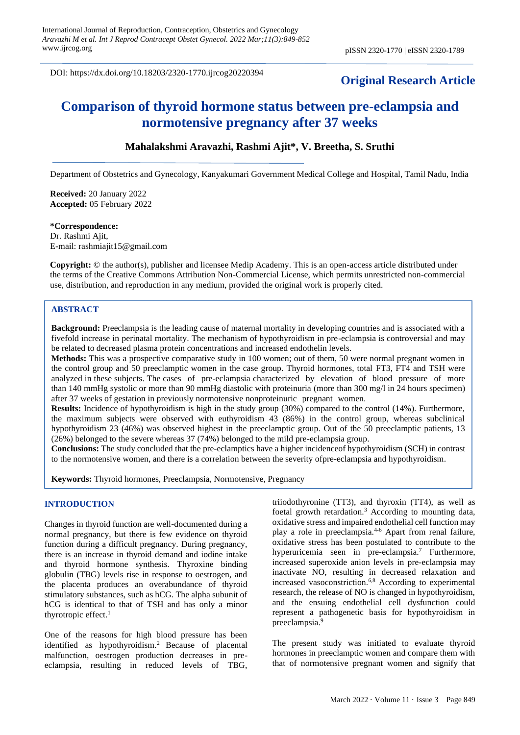DOI: https://dx.doi.org/10.18203/2320-1770.ijrcog20220394

**Original Research Article**

# Comparison of thyroid hormone status between pre-eclampsia and normotensive pregnancy after 37 weeks

**Mahalakshmi Aravazhi, Rashmi Ajit*, V. Breetha, S. Sruthi**

Department of Obstetrics and Gynecology, Kanyakumari Government Medical College and Hospital, Tamil Nadu, India

**Received:** 20 January 2022
**Accepted:** 05 February 2022

**\*Correspondence:**
Dr. Rashmi Ajit,
E-mail: rashmiajit15@gmail.com

**Copyright:** © the author(s), publisher and licensee Medip Academy. This is an open-access article distributed under the terms of the Creative Commons Attribution Non-Commercial License, which permits unrestricted non-commercial use, distribution, and reproduction in any medium, provided the original work is properly cited.

## ABSTRACT

**Background:** Preeclampsia is the leading cause of maternal mortality in developing countries and is associated with a fivefold increase in perinatal mortality. The mechanism of hypothyroidism in pre-eclampsia is controversial and may be related to decreased plasma protein concentrations and increased endothelin levels.

**Methods:** This was a prospective comparative study in 100 women; out of them, 50 were normal pregnant women in the control group and 50 preeclamptic women in the case group. Thyroid hormones, total FT3, FT4 and TSH were analyzed in these subjects. The cases of pre-eclampsia characterized by elevation of blood pressure of more than 140 mmHg systolic or more than 90 mmHg diastolic with proteinuria (more than 300 mg/l in 24 hours specimen) after 37 weeks of gestation in previously normotensive nonproteinuric pregnant women.

**Results:** Incidence of hypothyroidism is high in the study group (30%) compared to the control (14%). Furthermore, the maximum subjects were observed with euthyroidism 43 (86%) in the control group, whereas subclinical hypothyroidism 23 (46%) was observed highest in the preeclamptic group. Out of the 50 preeclamptic patients, 13 (26%) belonged to the severe whereas 37 (74%) belonged to the mild pre-eclampsia group.

**Conclusions:** The study concluded that the pre-eclamptics have a higher incidenceof hypothyroidism (SCH) in contrast to the normotensive women, and there is a correlation between the severity ofpre-eclampsia and hypothyroidism.

**Keywords:** Thyroid hormones, Preeclampsia, Normotensive, Pregnancy

## INTRODUCTION

Changes in thyroid function are well-documented during a normal pregnancy, but there is few evidence on thyroid function during a difficult pregnancy. During pregnancy, there is an increase in thyroid demand and iodine intake and thyroid hormone synthesis. Thyroxine binding globulin (TBG) levels rise in response to oestrogen, and the placenta produces an overabundance of thyroid stimulatory substances, such as hCG. The alpha subunit of hCG is identical to that of TSH and has only a minor thyrotropic effect.[1]

One of the reasons for high blood pressure has been identified as hypothyroidism.[2] Because of placental malfunction, oestrogen production decreases in pre-eclampsia, resulting in reduced levels of TBG, triiodothyronine (TT3), and thyroxin (TT4), as well as foetal growth retardation.[3] According to mounting data, oxidative stress and impaired endothelial cell function may play a role in preeclampsia.[4-6] Apart from renal failure, oxidative stress has been postulated to contribute to the hyperuricemia seen in pre-eclampsia.[7] Furthermore, increased superoxide anion levels in pre-eclampsia may inactivate NO, resulting in decreased relaxation and increased vasoconstriction.[6,8] According to experimental research, the release of NO is changed in hypothyroidism, and the ensuing endothelial cell dysfunction could represent a pathogenetic basis for hypothyroidism in preeclampsia.[9]

The present study was initiated to evaluate thyroid hormones in preeclamptic women and compare them with that of normotensive pregnant women and signify that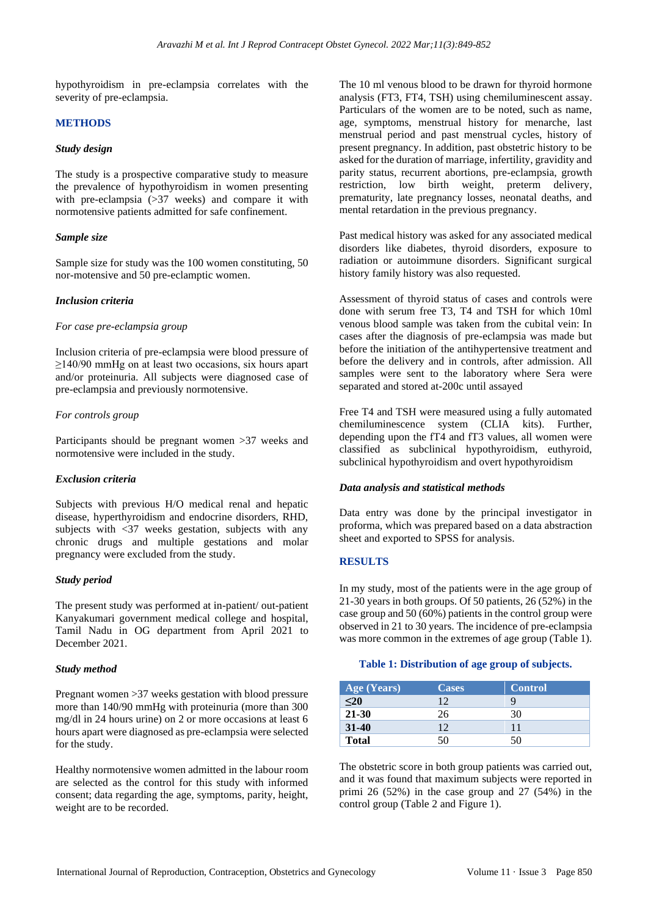hypothyroidism in pre-eclampsia correlates with the severity of pre-eclampsia.

## METHODS

### *Study design*

The study is a prospective comparative study to measure the prevalence of hypothyroidism in women presenting with pre-eclampsia (>37 weeks) and compare it with normotensive patients admitted for safe confinement.

### *Sample size*

Sample size for study was the 100 women constituting, 50 nor-motensive and 50 pre-eclamptic women.

### *Inclusion criteria*

*For case pre-eclampsia group*

Inclusion criteria of pre-eclampsia were blood pressure of ≥140/90 mmHg on at least two occasions, six hours apart and/or proteinuria. All subjects were diagnosed case of pre-eclampsia and previously normotensive.

*For controls group*

Participants should be pregnant women >37 weeks and normotensive were included in the study.

### *Exclusion criteria*

Subjects with previous H/O medical renal and hepatic disease, hyperthyroidism and endocrine disorders, RHD, subjects with <37 weeks gestation, subjects with any chronic drugs and multiple gestations and molar pregnancy were excluded from the study.

### *Study period*

The present study was performed at in-patient/ out-patient Kanyakumari government medical college and hospital, Tamil Nadu in OG department from April 2021 to December 2021.

### *Study method*

Pregnant women >37 weeks gestation with blood pressure more than 140/90 mmHg with proteinuria (more than 300 mg/dl in 24 hours urine) on 2 or more occasions at least 6 hours apart were diagnosed as pre-eclampsia were selected for the study.

Healthy normotensive women admitted in the labour room are selected as the control for this study with informed consent; data regarding the age, symptoms, parity, height, weight are to be recorded.

The 10 ml venous blood to be drawn for thyroid hormone analysis (FT3, FT4, TSH) using chemiluminescent assay. Particulars of the women are to be noted, such as name, age, symptoms, menstrual history for menarche, last menstrual period and past menstrual cycles, history of present pregnancy. In addition, past obstetric history to be asked for the duration of marriage, infertility, gravidity and parity status, recurrent abortions, pre-eclampsia, growth restriction, low birth weight, preterm delivery, prematurity, late pregnancy losses, neonatal deaths, and mental retardation in the previous pregnancy.

Past medical history was asked for any associated medical disorders like diabetes, thyroid disorders, exposure to radiation or autoimmune disorders. Significant surgical history family history was also requested.

Assessment of thyroid status of cases and controls were done with serum free T3, T4 and TSH for which 10ml venous blood sample was taken from the cubital vein: In cases after the diagnosis of pre-eclampsia was made but before the initiation of the antihypertensive treatment and before the delivery and in controls, after admission. All samples were sent to the laboratory where Sera were separated and stored at-200c until assayed

Free T4 and TSH were measured using a fully automated chemiluminescence system (CLIA kits). Further, depending upon the fT4 and fT3 values, all women were classified as subclinical hypothyroidism, euthyroid, subclinical hypothyroidism and overt hypothyroidism

### *Data analysis and statistical methods*

Data entry was done by the principal investigator in proforma, which was prepared based on a data abstraction sheet and exported to SPSS for analysis.

## RESULTS

In my study, most of the patients were in the age group of 21-30 years in both groups. Of 50 patients, 26 (52%) in the case group and 50 (60%) patients in the control group were observed in 21 to 30 years. The incidence of pre-eclampsia was more common in the extremes of age group (Table 1).

**Table 1: Distribution of age group of subjects.**

| Age (Years) | Cases | Control |
|---|---|---|
| **≤20** | 12 | 9 |
| **21-30** | 26 | 30 |
| **31-40** | 12 | 11 |
| **Total** | 50 | 50 |

The obstetric score in both group patients was carried out, and it was found that maximum subjects were reported in primi 26 (52%) in the case group and 27 (54%) in the control group (Table 2 and Figure 1).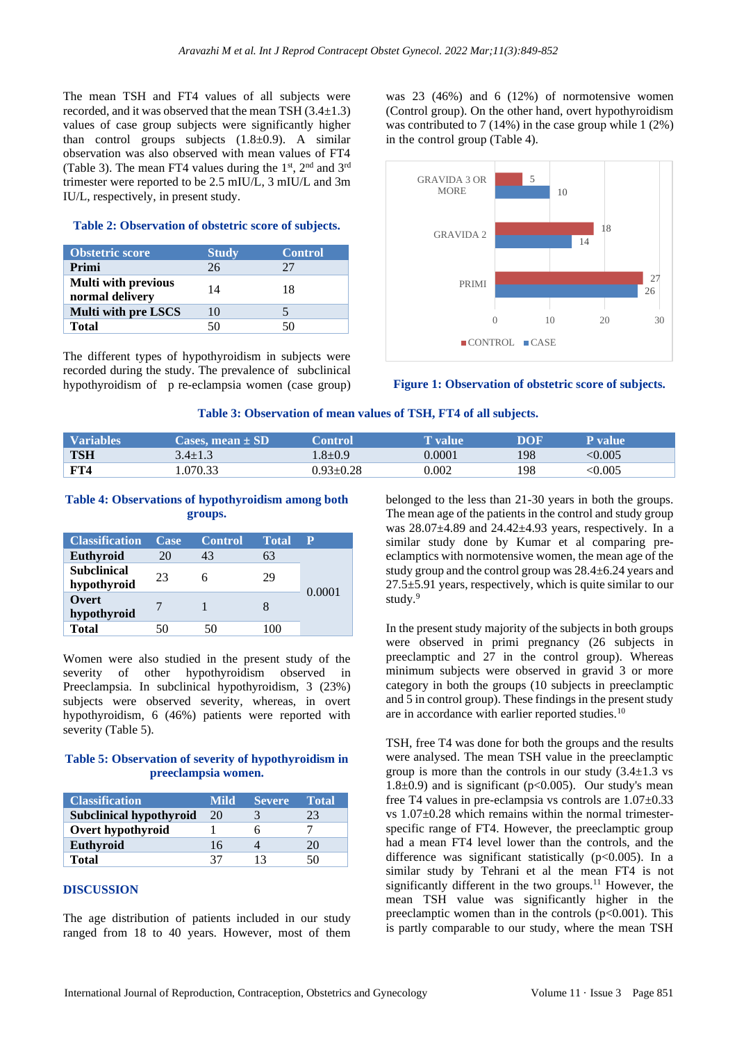The mean TSH and FT4 values of all subjects were recorded, and it was observed that the mean TSH (3.4±1.3) values of case group subjects were significantly higher than control groups subjects (1.8±0.9). A similar observation was also observed with mean values of FT4 (Table 3). The mean FT4 values during the 1st, 2nd and 3rd trimester were reported to be 2.5 mIU/L, 3 mIU/L and 3m IU/L, respectively, in present study.

**Table 2: Observation of obstetric score of subjects.**

| Obstetric score | Study | Control |
|---|---|---|
| **Primi** | 26 | 27 |
| **Multi with previous normal delivery** | 14 | 18 |
| **Multi with pre LSCS** | 10 | 5 |
| **Total** | 50 | 50 |

The different types of hypothyroidism in subjects were recorded during the study. The prevalence of subclinical hypothyroidism of p re-eclampsia women (case group) was 23 (46%) and 6 (12%) of normotensive women (Control group). On the other hand, overt hypothyroidism was contributed to 7 (14%) in the case group while 1 (2%) in the control group (Table 4).

**Figure 1: Observation of obstetric score of subjects.**

**Table 3: Observation of mean values of TSH, FT4 of all subjects.**

| Variables | Cases, mean ± SD | Control | T value | DOF | P value |
|---|---|---|---|---|---|
| **TSH** | 3.4±1.3 | 1.8±0.9 | 0.0001 | 198 | <0.005 |
| **FT4** | 1.070.33 | 0.93±0.28 | 0.002 | 198 | <0.005 |

**Table 4: Observations of hypothyroidism among both groups.**

| Classification | Case | Control | Total | P |
|---|---|---|---|---|
| **Euthyroid** | 20 | 43 | 63 | 0.0001 |
| **Subclinical hypothyroid** | 23 | 6 | 29 | |
| **Overt hypothyroid** | 7 | 1 | 8 | |
| **Total** | 50 | 50 | 100 | |

Women were also studied in the present study of the severity of other hypothyroidism observed in Preeclampsia. In subclinical hypothyroidism, 3 (23%) subjects were observed severity, whereas, in overt hypothyroidism, 6 (46%) patients were reported with severity (Table 5).

**Table 5: Observation of severity of hypothyroidism in preeclampsia women.**

| Classification | Mild | Severe | Total |
|---|---|---|---|
| **Subclinical hypothyroid** | 20 | 3 | 23 |
| **Overt hypothyroid** | 1 | 6 | 7 |
| **Euthyroid** | 16 | 4 | 20 |
| **Total** | 37 | 13 | 50 |

## DISCUSSION

The age distribution of patients included in our study ranged from 18 to 40 years. However, most of them belonged to the less than 21-30 years in both the groups. The mean age of the patients in the control and study group was 28.07±4.89 and 24.42±4.93 years, respectively. In a similar study done by Kumar et al comparing pre-eclamptics with normotensive women, the mean age of the study group and the control group was 28.4±6.24 years and 27.5±5.91 years, respectively, which is quite similar to our study.[9]

In the present study majority of the subjects in both groups were observed in primi pregnancy (26 subjects in preeclamptic and 27 in the control group). Whereas minimum subjects were observed in gravid 3 or more category in both the groups (10 subjects in preeclamptic and 5 in control group). These findings in the present study are in accordance with earlier reported studies.[10]

TSH, free T4 was done for both the groups and the results were analysed. The mean TSH value in the preeclamptic group is more than the controls in our study (3.4±1.3 vs 1.8±0.9) and is significant (p<0.005). Our study's mean free T4 values in pre-eclampsia vs controls are 1.07±0.33 vs 1.07±0.28 which remains within the normal trimester-specific range of FT4. However, the preeclamptic group had a mean FT4 level lower than the controls, and the difference was significant statistically (p<0.005). In a similar study by Tehrani et al the mean FT4 is not significantly different in the two groups.[11] However, the mean TSH value was significantly higher in the preeclamptic women than in the controls (p<0.001). This is partly comparable to our study, where the mean TSH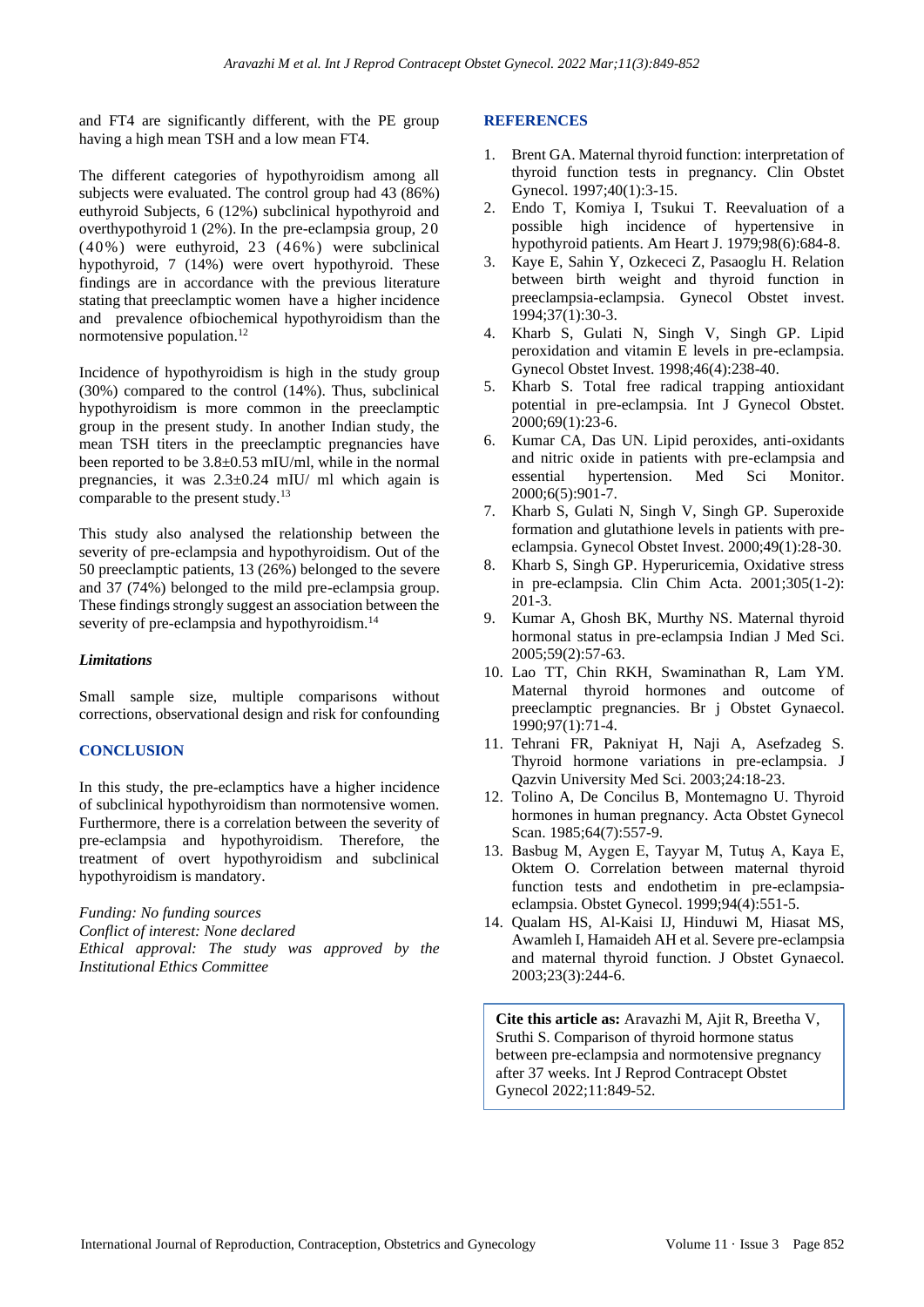and FT4 are significantly different, with the PE group having a high mean TSH and a low mean FT4.

The different categories of hypothyroidism among all subjects were evaluated. The control group had 43 (86%) euthyroid Subjects, 6 (12%) subclinical hypothyroid and overthypothyroid 1 (2%). In the pre-eclampsia group, 20 (40%) were euthyroid, 23 (46%) were subclinical hypothyroid, 7 (14%) were overt hypothyroid. These findings are in accordance with the previous literature stating that preeclamptic women have a higher incidence and prevalence ofbiochemical hypothyroidism than the normotensive population.[12]

Incidence of hypothyroidism is high in the study group (30%) compared to the control (14%). Thus, subclinical hypothyroidism is more common in the preeclamptic group in the present study. In another Indian study, the mean TSH titers in the preeclamptic pregnancies have been reported to be 3.8±0.53 mIU/ml, while in the normal pregnancies, it was 2.3±0.24 mIU/ ml which again is comparable to the present study.[13]

This study also analysed the relationship between the severity of pre-eclampsia and hypothyroidism. Out of the 50 preeclamptic patients, 13 (26%) belonged to the severe and 37 (74%) belonged to the mild pre-eclampsia group. These findings strongly suggest an association between the severity of pre-eclampsia and hypothyroidism.[14]

### *Limitations*

Small sample size, multiple comparisons without corrections, observational design and risk for confounding

## CONCLUSION

In this study, the pre-eclamptics have a higher incidence of subclinical hypothyroidism than normotensive women. Furthermore, there is a correlation between the severity of pre-eclampsia and hypothyroidism. Therefore, the treatment of overt hypothyroidism and subclinical hypothyroidism is mandatory.

*Funding: No funding sources*
*Conflict of interest: None declared*
*Ethical approval: The study was approved by the Institutional Ethics Committee*

## REFERENCES

1. Brent GA. Maternal thyroid function: interpretation of thyroid function tests in pregnancy. Clin Obstet Gynecol. 1997;40(1):3-15.
2. Endo T, Komiya I, Tsukui T. Reevaluation of a possible high incidence of hypertensive in hypothyroid patients. Am Heart J. 1979;98(6):684-8.
3. Kaye E, Sahin Y, Ozkececi Z, Pasaoglu H. Relation between birth weight and thyroid function in preeclampsia-eclampsia. Gynecol Obstet invest. 1994;37(1):30-3.
4. Kharb S, Gulati N, Singh V, Singh GP. Lipid peroxidation and vitamin E levels in pre-eclampsia. Gynecol Obstet Invest. 1998;46(4):238-40.
5. Kharb S. Total free radical trapping antioxidant potential in pre-eclampsia. Int J Gynecol Obstet. 2000;69(1):23-6.
6. Kumar CA, Das UN. Lipid peroxides, anti-oxidants and nitric oxide in patients with pre-eclampsia and essential hypertension. Med Sci Monitor. 2000;6(5):901-7.
7. Kharb S, Gulati N, Singh V, Singh GP. Superoxide formation and glutathione levels in patients with pre-eclampsia. Gynecol Obstet Invest. 2000;49(1):28-30.
8. Kharb S, Singh GP. Hyperuricemia, Oxidative stress in pre-eclampsia. Clin Chim Acta. 2001;305(1-2):201-3.
9. Kumar A, Ghosh BK, Murthy NS. Maternal thyroid hormonal status in pre-eclampsia Indian J Med Sci. 2005;59(2):57-63.
10. Lao TT, Chin RKH, Swaminathan R, Lam YM. Maternal thyroid hormones and outcome of preeclamptic pregnancies. Br j Obstet Gynaecol. 1990;97(1):71-4.
11. Tehrani FR, Pakniyat H, Naji A, Asefzadeg S. Thyroid hormone variations in pre-eclampsia. J Qazvin University Med Sci. 2003;24:18-23.
12. Tolino A, De Concilus B, Montemagno U. Thyroid hormones in human pregnancy. Acta Obstet Gynecol Scan. 1985;64(7):557-9.
13. Basbug M, Aygen E, Tayyar M, Tutuş A, Kaya E, Oktem O. Correlation between maternal thyroid function tests and endothetim in pre-eclampsia-eclampsia. Obstet Gynecol. 1999;94(4):551-5.
14. Qualam HS, Al-Kaisi IJ, Hinduwi M, Hiasat MS, Awamleh I, Hamaideh AH et al. Severe pre-eclampsia and maternal thyroid function. J Obstet Gynaecol. 2003;23(3):244-6.

**Cite this article as:** Aravazhi M, Ajit R, Breetha V, Sruthi S. Comparison of thyroid hormone status between pre-eclampsia and normotensive pregnancy after 37 weeks. Int J Reprod Contracept Obstet Gynecol 2022;11:849-52.